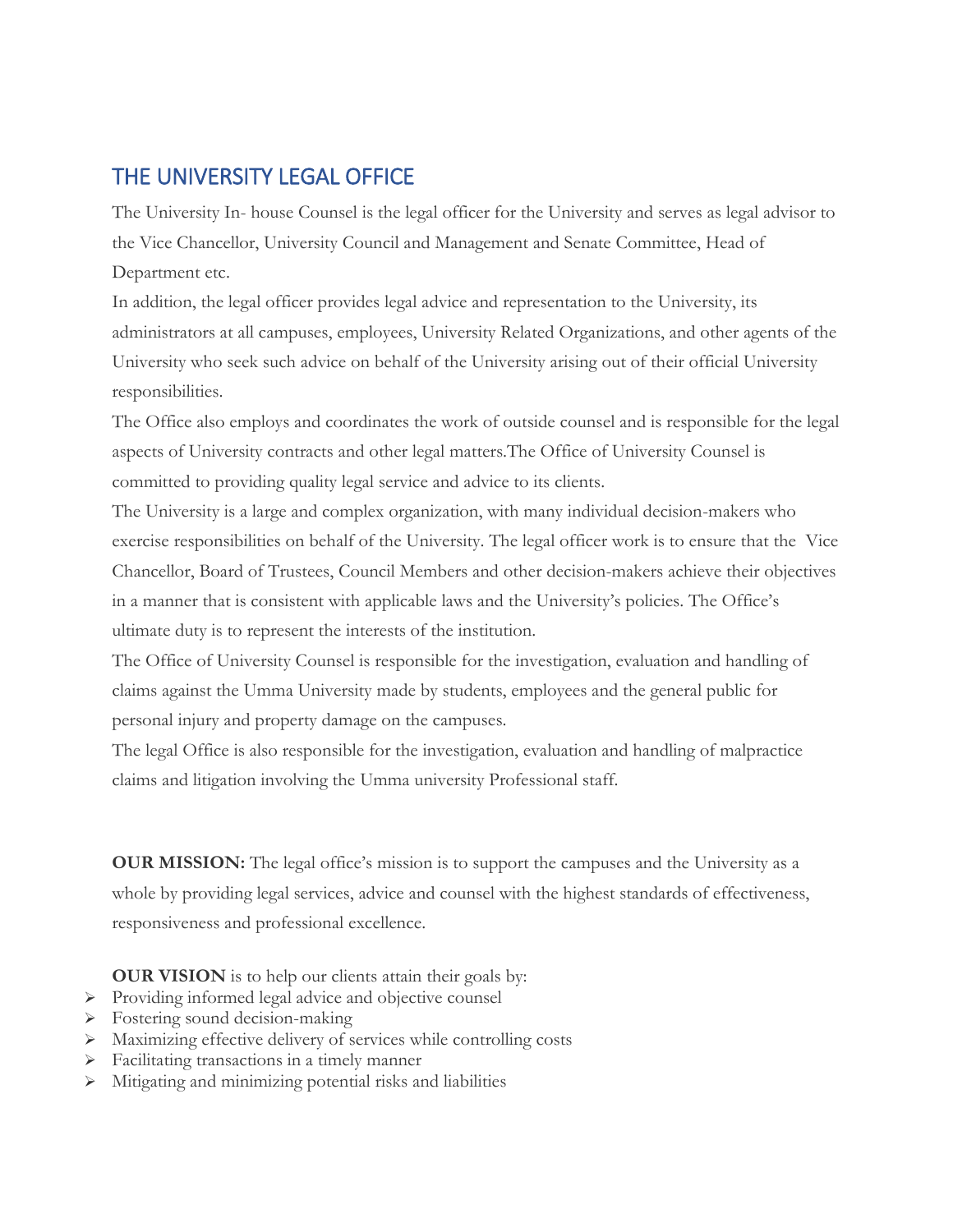# THE UNIVERSITY LEGAL OFFICE

The University In- house Counsel is the legal officer for the University and serves as legal advisor to the Vice Chancellor, University Council and Management and Senate Committee, Head of Department etc.

In addition, the legal officer provides legal advice and representation to the University, its administrators at all campuses, employees, University Related Organizations, and other agents of the University who seek such advice on behalf of the University arising out of their official University responsibilities.

The Office also employs and coordinates the work of outside counsel and is responsible for the legal aspects of University contracts and other legal matters.The Office of University Counsel is committed to providing quality legal service and advice to its clients.

The University is a large and complex organization, with many individual decision-makers who exercise responsibilities on behalf of the University. The legal officer work is to ensure that the Vice Chancellor, Board of Trustees, Council Members and other decision-makers achieve their objectives in a manner that is consistent with applicable laws and the University's policies. The Office's ultimate duty is to represent the interests of the institution.

The Office of University Counsel is responsible for the investigation, evaluation and handling of claims against the Umma University made by students, employees and the general public for personal injury and property damage on the campuses.

The legal Office is also responsible for the investigation, evaluation and handling of malpractice claims and litigation involving the Umma university Professional staff.

**OUR MISSION:** The legal office's mission is to support the campuses and the University as a whole by providing legal services, advice and counsel with the highest standards of effectiveness, responsiveness and professional excellence.

**OUR VISION** is to help our clients attain their goals by:

- Providing informed legal advice and objective counsel
- Fostering sound decision-making
- Maximizing effective delivery of services while controlling costs
- Facilitating transactions in a timely manner
- Mitigating and minimizing potential risks and liabilities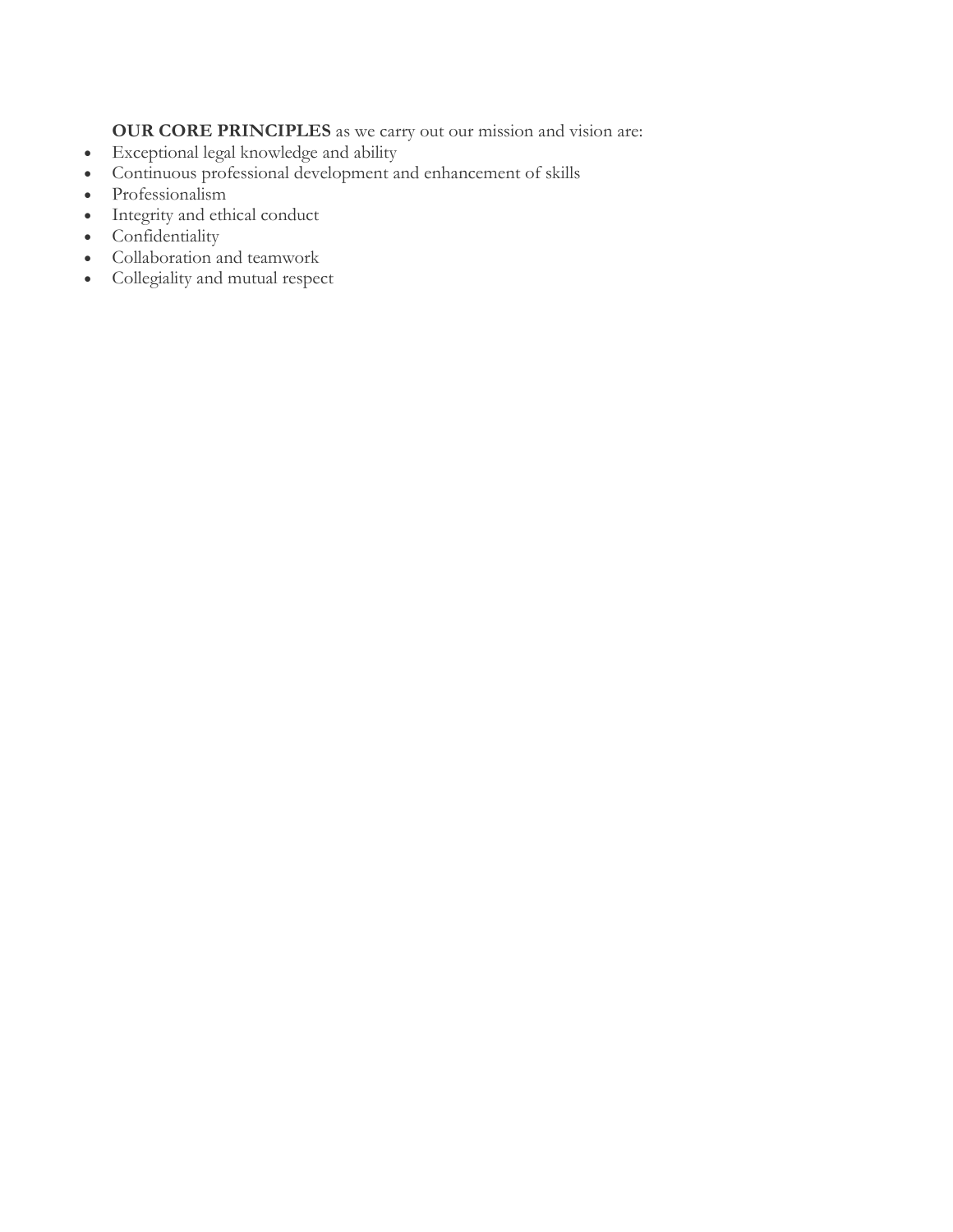**OUR CORE PRINCIPLES** as we carry out our mission and vision are:

- Exceptional legal knowledge and ability
- Continuous professional development and enhancement of skills
- Professionalism
- Integrity and ethical conduct
- Confidentiality
- Collaboration and teamwork
- Collegiality and mutual respect